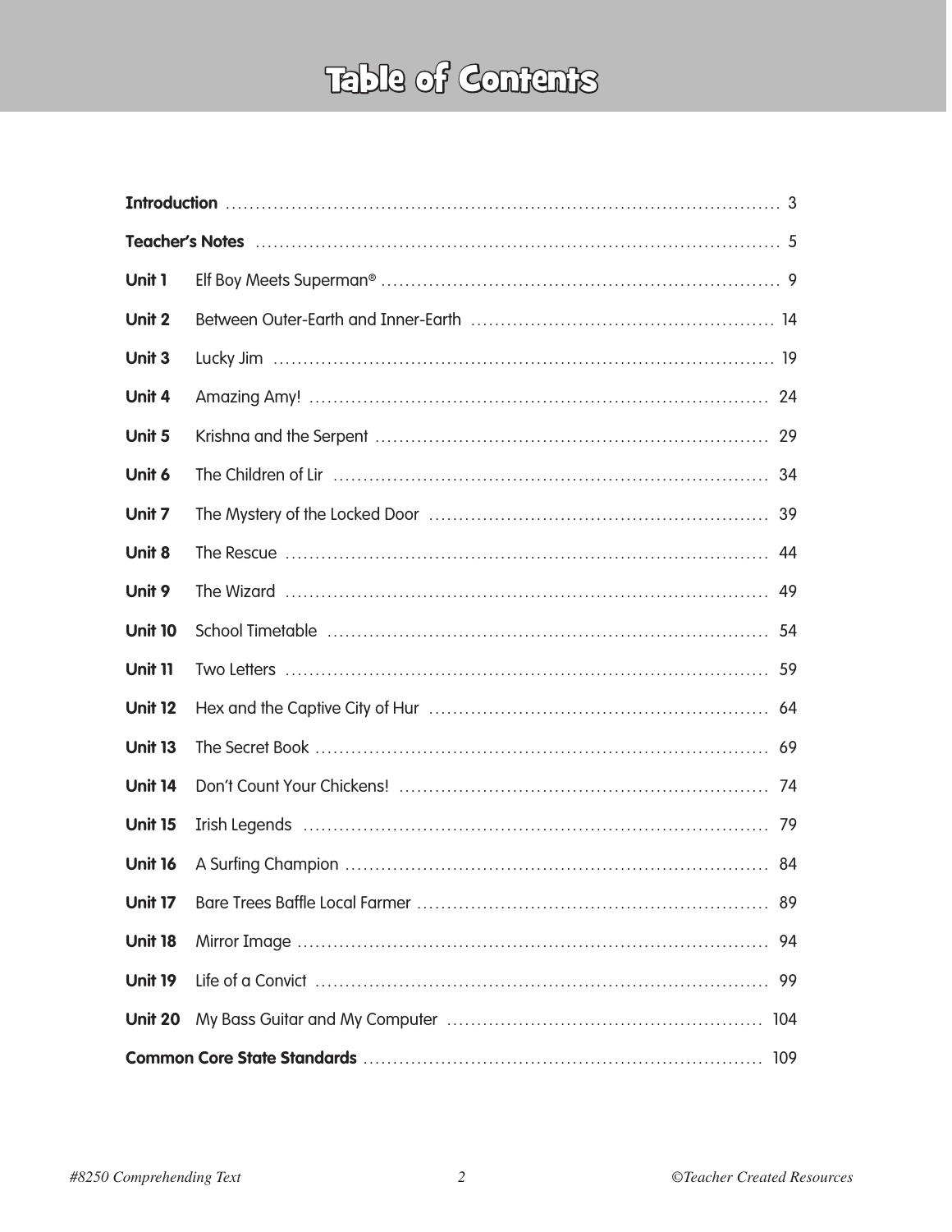# Table of Contents

| | | |
|---|---|---|
| **Introduction** | | 3 |
| **Teacher's Notes** | | 5 |
| **Unit 1** | Elf Boy Meets Superman® | 9 |
| **Unit 2** | Between Outer-Earth and Inner-Earth | 14 |
| **Unit 3** | Lucky Jim | 19 |
| **Unit 4** | Amazing Amy! | 24 |
| **Unit 5** | Krishna and the Serpent | 29 |
| **Unit 6** | The Children of Lir | 34 |
| **Unit 7** | The Mystery of the Locked Door | 39 |
| **Unit 8** | The Rescue | 44 |
| **Unit 9** | The Wizard | 49 |
| **Unit 10** | School Timetable | 54 |
| **Unit 11** | Two Letters | 59 |
| **Unit 12** | Hex and the Captive City of Hur | 64 |
| **Unit 13** | The Secret Book | 69 |
| **Unit 14** | Don't Count Your Chickens! | 74 |
| **Unit 15** | Irish Legends | 79 |
| **Unit 16** | A Surfing Champion | 84 |
| **Unit 17** | Bare Trees Baffle Local Farmer | 89 |
| **Unit 18** | Mirror Image | 94 |
| **Unit 19** | Life of a Convict | 99 |
| **Unit 20** | My Bass Guitar and My Computer | 104 |
| **Common Core State Standards** | | 109 |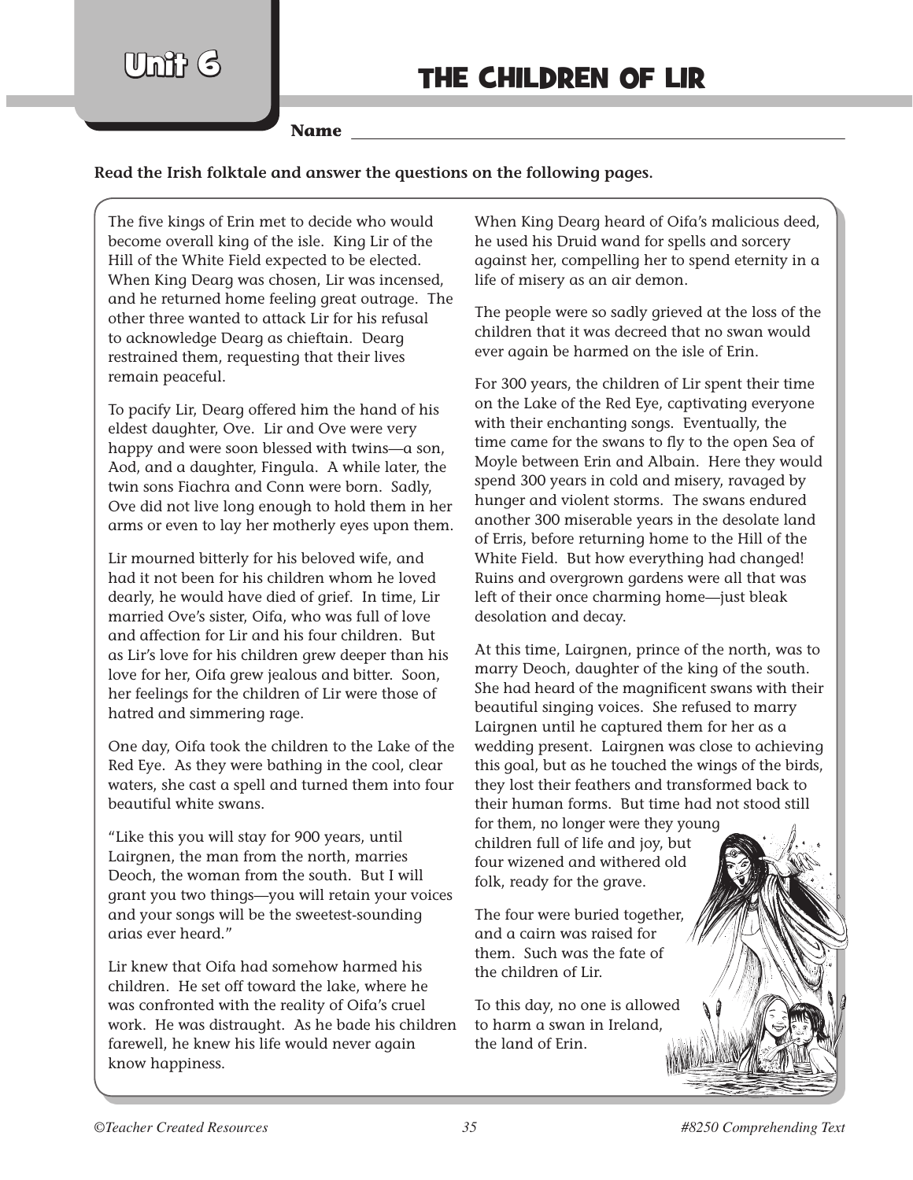# Unit 6

# THE CHILDREN OF LIR

**Name** ____________________

**Read the Irish folktale and answer the questions on the following pages.**

The five kings of Erin met to decide who would become overall king of the isle. King Lir of the Hill of the White Field expected to be elected. When King Dearg was chosen, Lir was incensed, and he returned home feeling great outrage. The other three wanted to attack Lir for his refusal to acknowledge Dearg as chieftain. Dearg restrained them, requesting that their lives remain peaceful.

To pacify Lir, Dearg offered him the hand of his eldest daughter, Ove. Lir and Ove were very happy and were soon blessed with twins—a son, Aod, and a daughter, Fingula. A while later, the twin sons Fiachra and Conn were born. Sadly, Ove did not live long enough to hold them in her arms or even to lay her motherly eyes upon them.

Lir mourned bitterly for his beloved wife, and had it not been for his children whom he loved dearly, he would have died of grief. In time, Lir married Ove's sister, Oifa, who was full of love and affection for Lir and his four children. But as Lir's love for his children grew deeper than his love for her, Oifa grew jealous and bitter. Soon, her feelings for the children of Lir were those of hatred and simmering rage.

One day, Oifa took the children to the Lake of the Red Eye. As they were bathing in the cool, clear waters, she cast a spell and turned them into four beautiful white swans.

"Like this you will stay for 900 years, until Lairgnen, the man from the north, marries Deoch, the woman from the south. But I will grant you two things—you will retain your voices and your songs will be the sweetest-sounding arias ever heard."

Lir knew that Oifa had somehow harmed his children. He set off toward the lake, where he was confronted with the reality of Oifa's cruel work. He was distraught. As he bade his children farewell, he knew his life would never again know happiness.

When King Dearg heard of Oifa's malicious deed, he used his Druid wand for spells and sorcery against her, compelling her to spend eternity in a life of misery as an air demon.

The people were so sadly grieved at the loss of the children that it was decreed that no swan would ever again be harmed on the isle of Erin.

For 300 years, the children of Lir spent their time on the Lake of the Red Eye, captivating everyone with their enchanting songs. Eventually, the time came for the swans to fly to the open Sea of Moyle between Erin and Albain. Here they would spend 300 years in cold and misery, ravaged by hunger and violent storms. The swans endured another 300 miserable years in the desolate land of Erris, before returning home to the Hill of the White Field. But how everything had changed! Ruins and overgrown gardens were all that was left of their once charming home—just bleak desolation and decay.

At this time, Lairgnen, prince of the north, was to marry Deoch, daughter of the king of the south. She had heard of the magnificent swans with their beautiful singing voices. She refused to marry Lairgnen until he captured them for her as a wedding present. Lairgnen was close to achieving this goal, but as he touched the wings of the birds, they lost their feathers and transformed back to their human forms. But time had not stood still for them, no longer were they young children full of life and joy, but four wizened and withered old folk, ready for the grave.

The four were buried together, and a cairn was raised for them. Such was the fate of the children of Lir.

To this day, no one is allowed to harm a swan in Ireland, the land of Erin.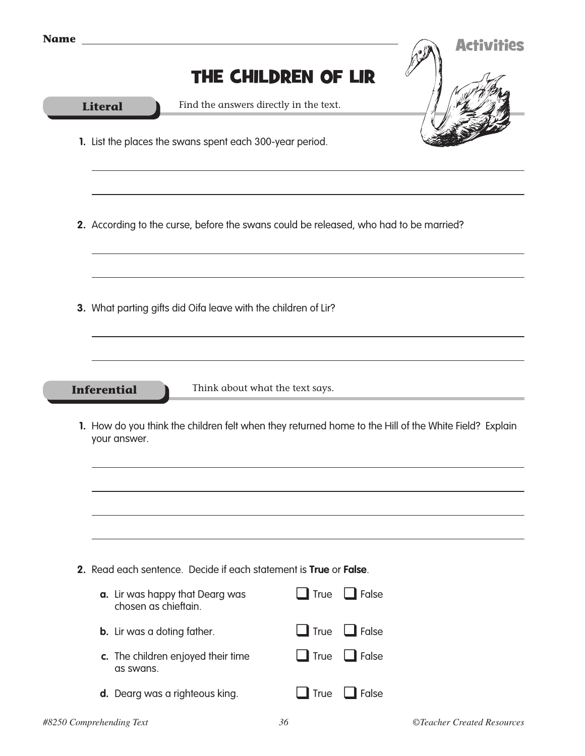Name ______________________________________________

**Activities**

# THE CHILDREN OF LIR

## Literal

Find the answers directly in the text.

1. List the places the swans spent each 300-year period.

______________________________________________

______________________________________________

2. According to the curse, before the swans could be released, who had to be married?

______________________________________________

______________________________________________

3. What parting gifts did Oifa leave with the children of Lir?

______________________________________________

______________________________________________

## Inferential

Think about what the text says.

1. How do you think the children felt when they returned home to the Hill of the White Field? Explain your answer.

______________________________________________

______________________________________________

______________________________________________

______________________________________________

2. Read each sentence. Decide if each statement is **True** or **False**.

   a. Lir was happy that Dearg was chosen as chieftain. ☐ True ☐ False

   b. Lir was a doting father. ☐ True ☐ False

   c. The children enjoyed their time as swans. ☐ True ☐ False

   d. Dearg was a righteous king. ☐ True ☐ False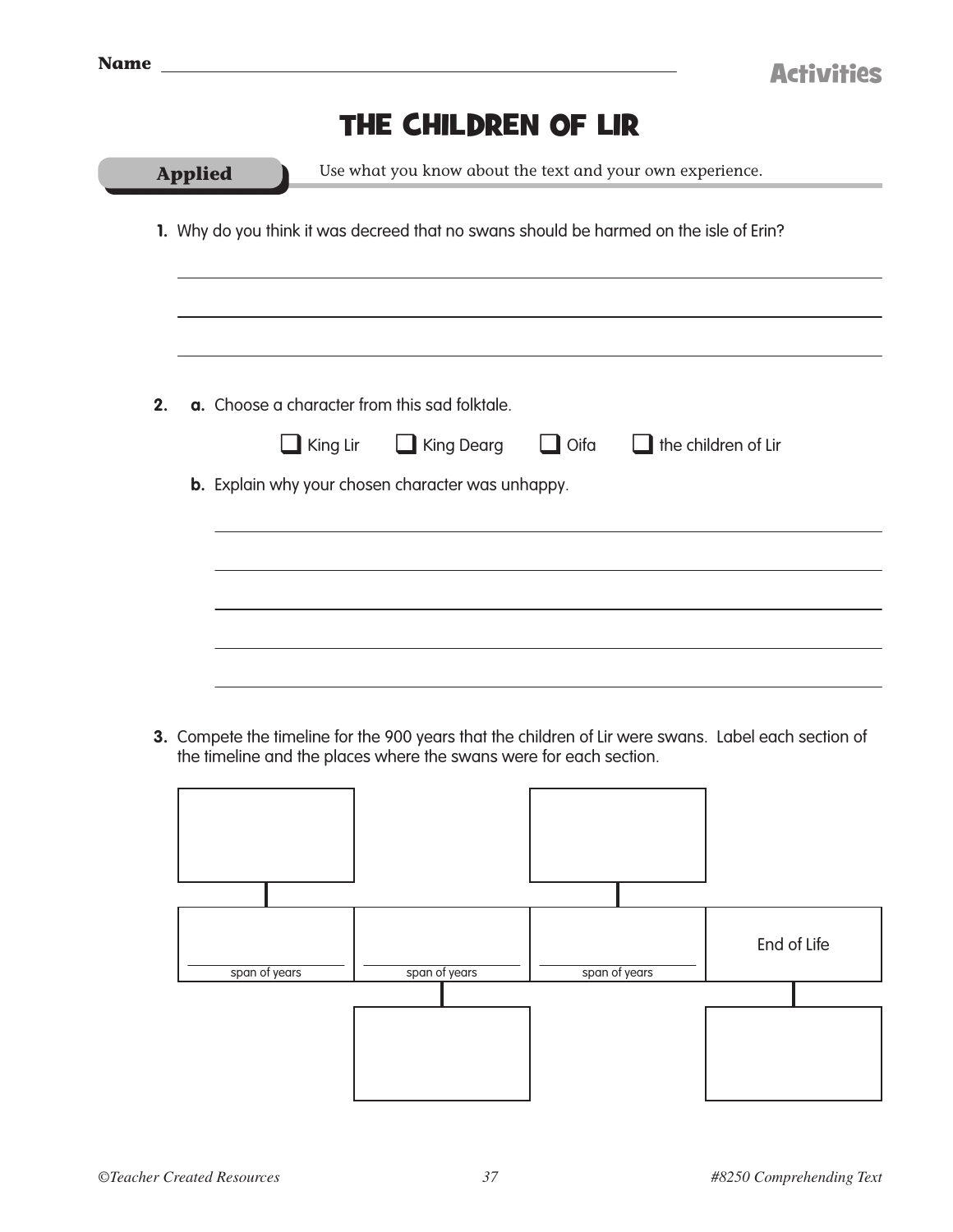Name ______________________________

**Activities**

# THE CHILDREN OF LIR

**Applied** Use what you know about the text and your own experience.

1. Why do you think it was decreed that no swans should be harmed on the isle of Erin?

______________________________

______________________________

______________________________

2. **a.** Choose a character from this sad folktale.

   ☐ King Lir ☐ King Dearg ☐ Oifa ☐ the children of Lir

   **b.** Explain why your chosen character was unhappy.

______________________________

______________________________

______________________________

______________________________

______________________________

3. Compete the timeline for the 900 years that the children of Lir were swans. Label each section of the timeline and the places where the swans were for each section.

| | | | |
|---|---|---|---|
| ______ span of years | ______ span of years | ______ span of years | End of Life |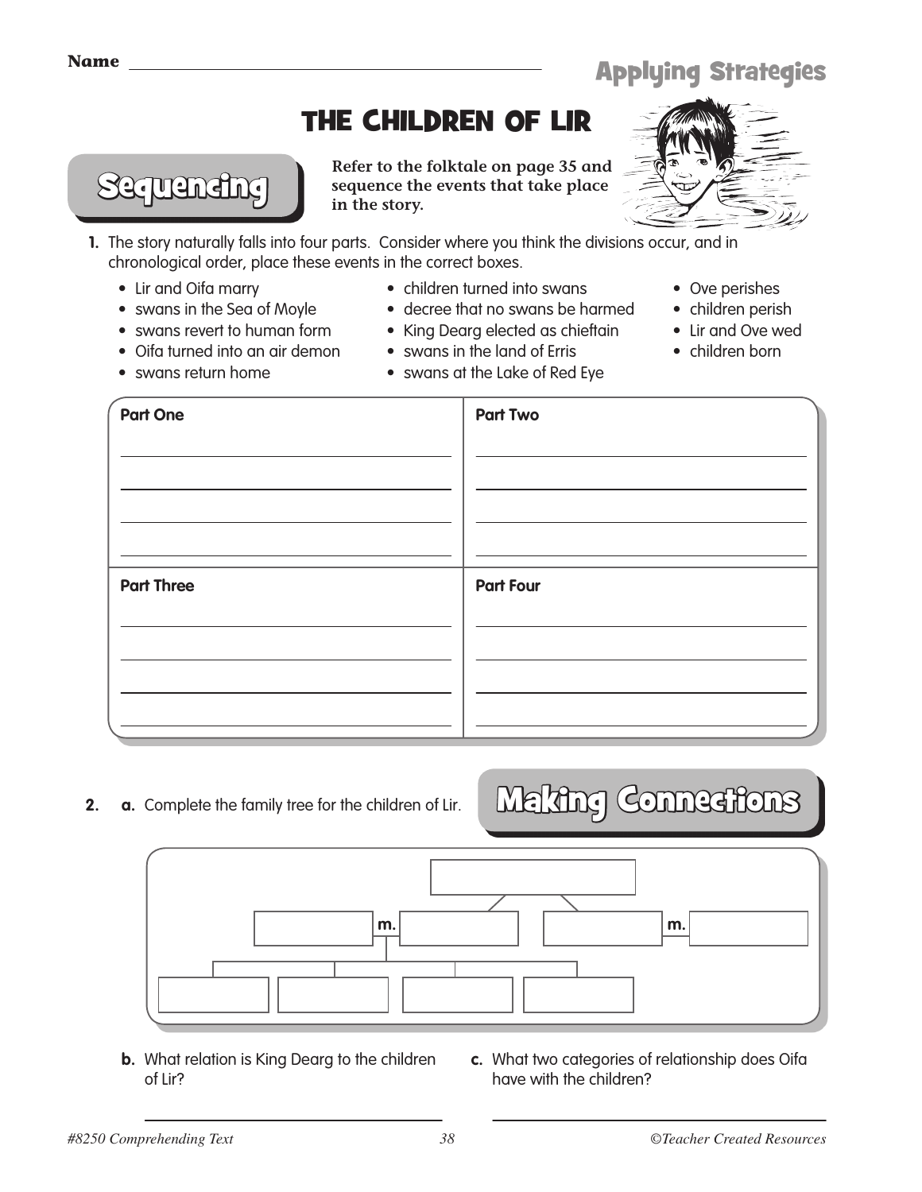Name ______________________________

## Applying Strategies

# THE CHILDREN OF LIR

## Sequencing

**Refer to the folktale on page 35 and sequence the events that take place in the story.**

**1.** The story naturally falls into four parts. Consider where you think the divisions occur, and in chronological order, place these events in the correct boxes.

- Lir and Oifa marry
- swans in the Sea of Moyle
- swans revert to human form
- Oifa turned into an air demon
- swans return home
- children turned into swans
- decree that no swans be harmed
- King Dearg elected as chieftain
- swans in the land of Erris
- swans at the Lake of Red Eye
- Ove perishes
- children perish
- Lir and Ove wed
- children born

| Part One | Part Two |
|---|---|
| | |
| | |
| | |
| | |

| Part Three | Part Four |
|---|---|
| | |
| | |
| | |
| | |

## Making Connections

**2.** **a.** Complete the family tree for the children of Lir.

[ ______ ]

[ ______ ] m. [ ______ ]   [ ______ ] m. [ ______ ]

[ ______ ] [ ______ ] [ ______ ] [ ______ ]

**b.** What relation is King Dearg to the children of Lir?

______________________________

**c.** What two categories of relationship does Oifa have with the children?

______________________________